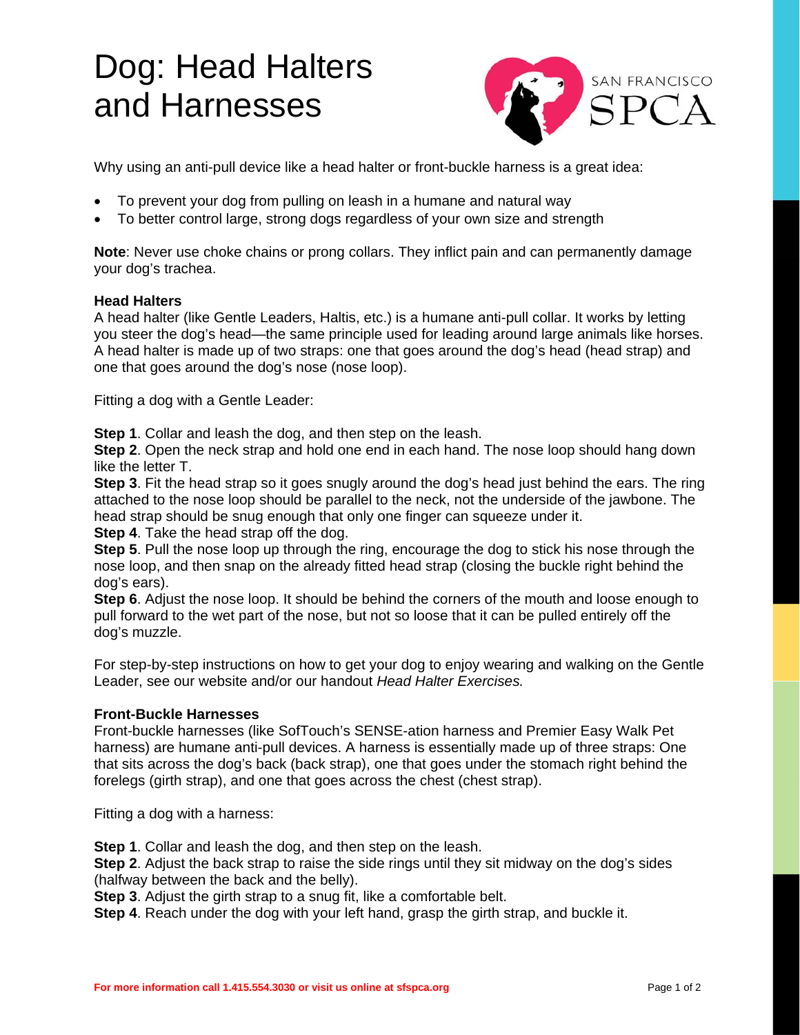# Dog: Head Halters and Harnesses

Why using an anti-pull device like a head halter or front-buckle harness is a great idea:

- To prevent your dog from pulling on leash in a humane and natural way
- To better control large, strong dogs regardless of your own size and strength

**Note**: Never use choke chains or prong collars. They inflict pain and can permanently damage your dog's trachea.

**Head Halters**

A head halter (like Gentle Leaders, Haltis, etc.) is a humane anti-pull collar. It works by letting you steer the dog's head—the same principle used for leading around large animals like horses. A head halter is made up of two straps: one that goes around the dog's head (head strap) and one that goes around the dog's nose (nose loop).

Fitting a dog with a Gentle Leader:

**Step 1**. Collar and leash the dog, and then step on the leash.
**Step 2**. Open the neck strap and hold one end in each hand. The nose loop should hang down like the letter T.
**Step 3**. Fit the head strap so it goes snugly around the dog's head just behind the ears. The ring attached to the nose loop should be parallel to the neck, not the underside of the jawbone. The head strap should be snug enough that only one finger can squeeze under it.
**Step 4**. Take the head strap off the dog.
**Step 5**. Pull the nose loop up through the ring, encourage the dog to stick his nose through the nose loop, and then snap on the already fitted head strap (closing the buckle right behind the dog's ears).
**Step 6**. Adjust the nose loop. It should be behind the corners of the mouth and loose enough to pull forward to the wet part of the nose, but not so loose that it can be pulled entirely off the dog's muzzle.

For step-by-step instructions on how to get your dog to enjoy wearing and walking on the Gentle Leader, see our website and/or our handout *Head Halter Exercises.*

**Front-Buckle Harnesses**

Front-buckle harnesses (like SofTouch's SENSE-ation harness and Premier Easy Walk Pet harness) are humane anti-pull devices. A harness is essentially made up of three straps: One that sits across the dog's back (back strap), one that goes under the stomach right behind the forelegs (girth strap), and one that goes across the chest (chest strap).

Fitting a dog with a harness:

**Step 1**. Collar and leash the dog, and then step on the leash.
**Step 2**. Adjust the back strap to raise the side rings until they sit midway on the dog's sides (halfway between the back and the belly).
**Step 3**. Adjust the girth strap to a snug fit, like a comfortable belt.
**Step 4**. Reach under the dog with your left hand, grasp the girth strap, and buckle it.

**For more information call 1.415.554.3030 or visit us online at sfspca.org**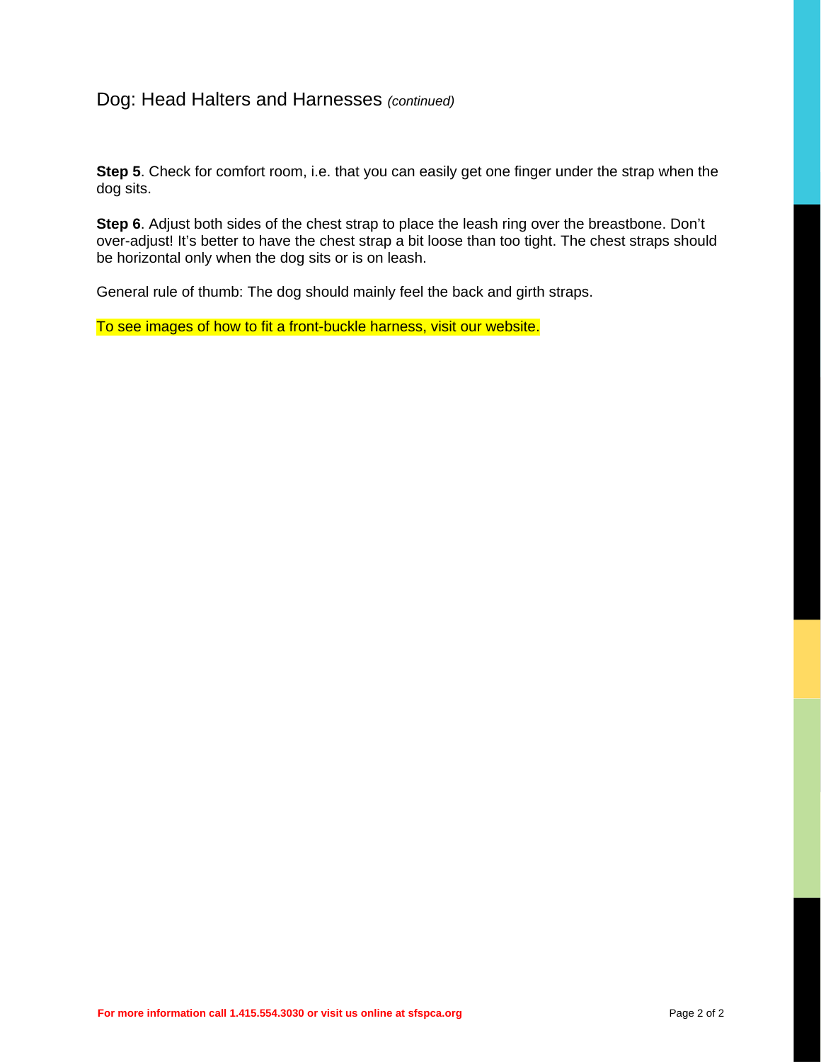# Dog: Head Halters and Harnesses *(continued)*

**Step 5**. Check for comfort room, i.e. that you can easily get one finger under the strap when the dog sits.

**Step 6**. Adjust both sides of the chest strap to place the leash ring over the breastbone. Don't over-adjust! It's better to have the chest strap a bit loose than too tight. The chest straps should be horizontal only when the dog sits or is on leash.

General rule of thumb: The dog should mainly feel the back and girth straps.

To see images of how to fit a front-buckle harness, visit our website.